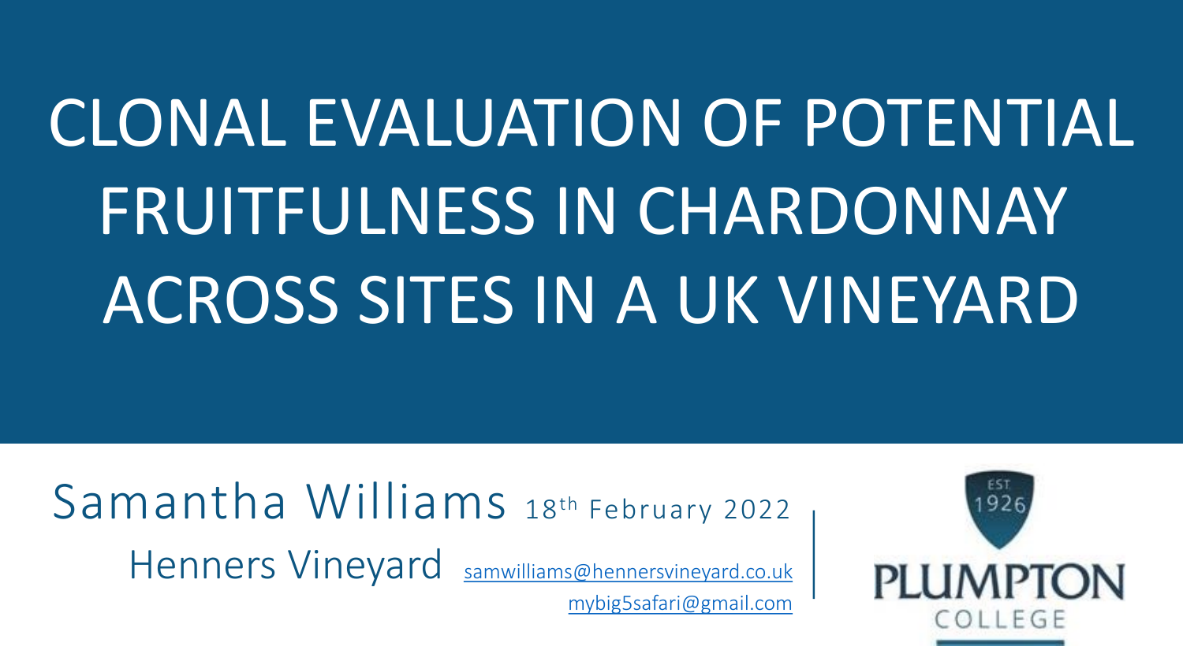# CLONAL EVALUATION OF POTENTIAL FRUITFULNESS IN CHARDONNAY ACROSS SITES IN A UK VINEYARD

Samantha Williams 18th February 2022

Henners Vineyard samwilliams@hennersvineyard.co.uk

mybig5safari@gmail.com

EST. 1926

PLUMPTON COLLEGE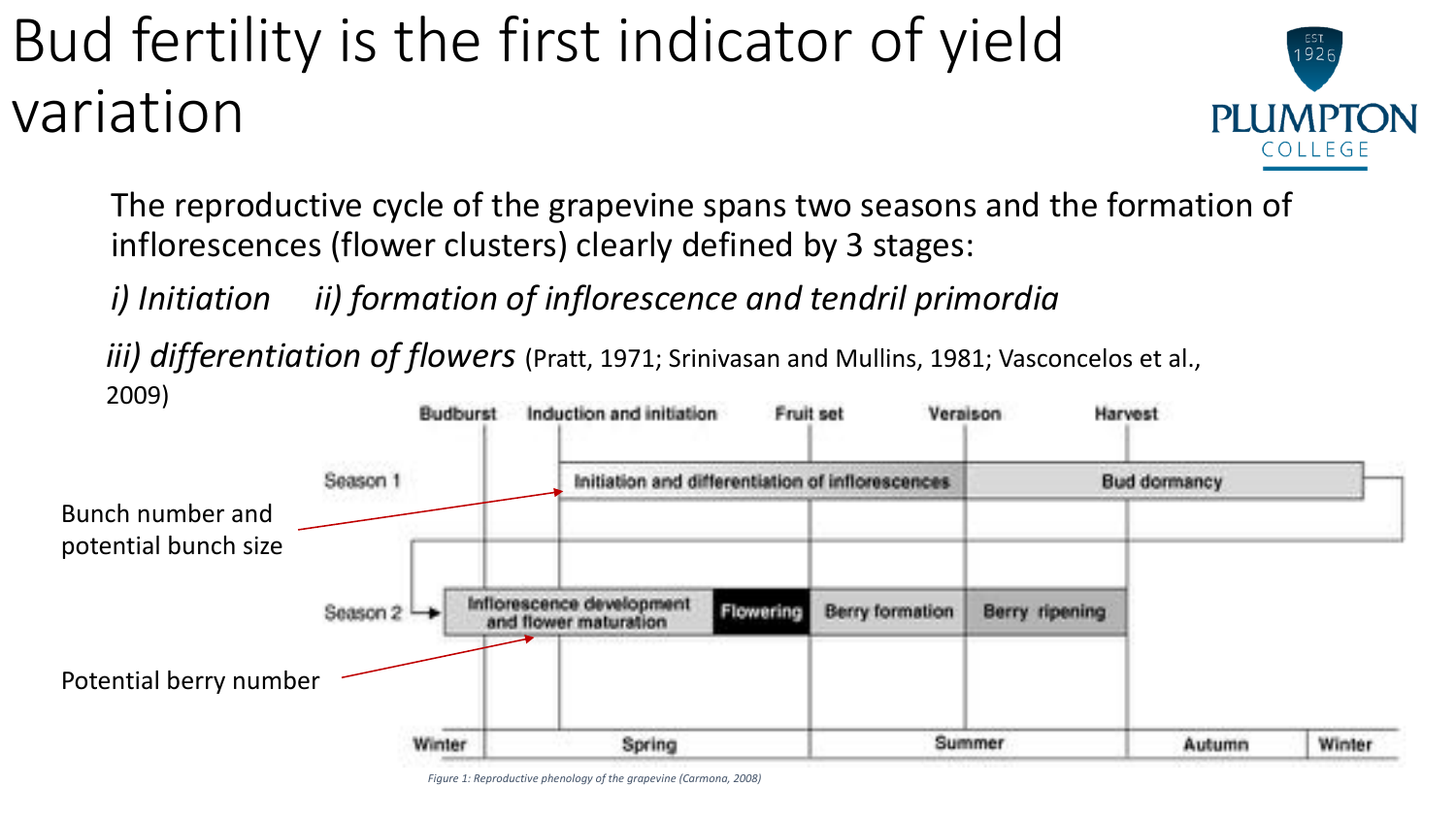# Bud fertility is the first indicator of yield variation

The reproductive cycle of the grapevine spans two seasons and the formation of inflorescences (flower clusters) clearly defined by 3 stages:

*i) Initiation*  *ii) formation of inflorescence and tendril primordia*

*iii) differentiation of flowers* (Pratt, 1971; Srinivasan and Mullins, 1981; Vasconcelos et al., 2009)

Bunch number and potential bunch size

Potential berry number

| | Budburst | Induction and initiation | Fruit set | Veraison | Harvest |
|---|---|---|---|---|---|
| Season 1 | | Initiation and differentiation of inflorescences | | Bud dormancy | |
| Season 2 | Inflorescence development and flower maturation | Flowering | Berry formation | Berry ripening | |
| | Winter | Spring | Summer | Autumn | Winter |

*Figure 1: Reproductive phenology of the grapevine (Carmona, 2008)*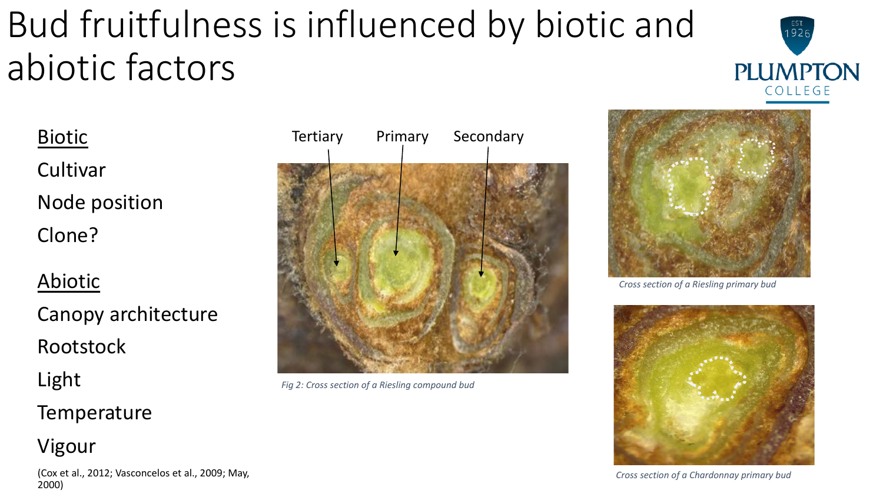# Bud fruitfulness is influenced by biotic and abiotic factors

PLUMPTON COLLEGE

<u>Biotic</u>

Cultivar

Node position

Clone?

<u>Abiotic</u>

Canopy architecture

Rootstock

Light

Temperature

Vigour

(Cox et al., 2012; Vasconcelos et al., 2009; May, 2000)

Tertiary Primary Secondary

*Fig 2: Cross section of a Riesling compound bud*

*Cross section of a Riesling primary bud*

*Cross section of a Chardonnay primary bud*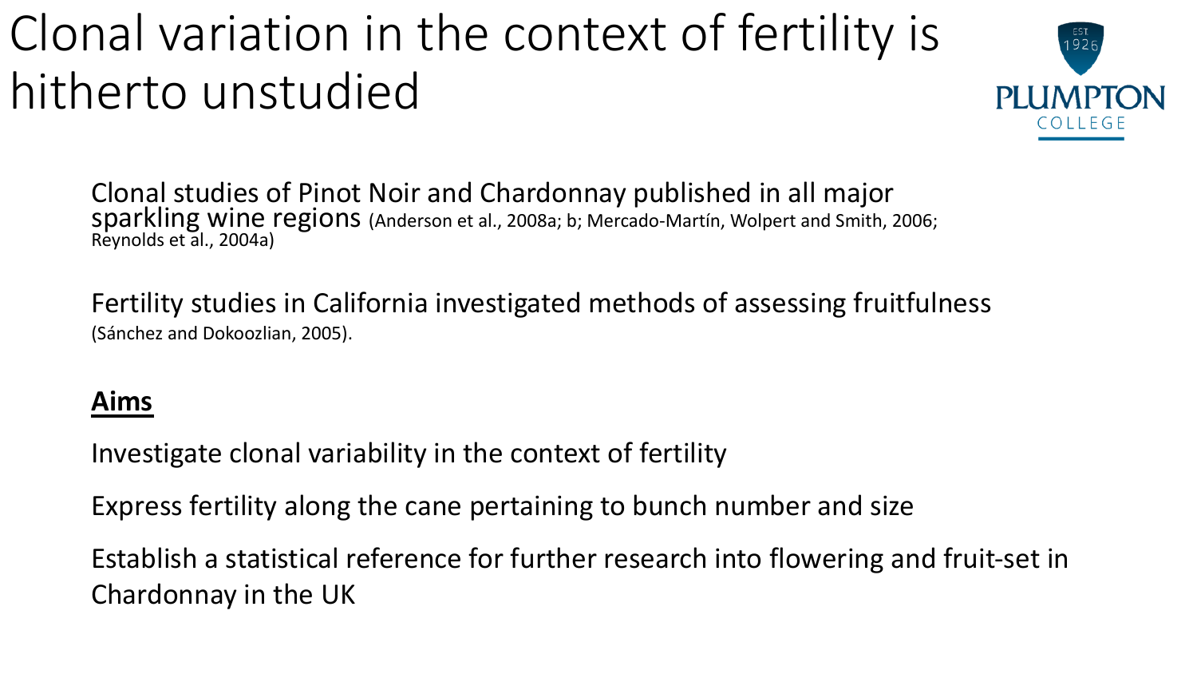# Clonal variation in the context of fertility is hitherto unstudied

Clonal studies of Pinot Noir and Chardonnay published in all major sparkling wine regions (Anderson et al., 2008a; b; Mercado-Martín, Wolpert and Smith, 2006; Reynolds et al., 2004a)

Fertility studies in California investigated methods of assessing fruitfulness (Sánchez and Dokoozlian, 2005).

**Aims**

Investigate clonal variability in the context of fertility

Express fertility along the cane pertaining to bunch number and size

Establish a statistical reference for further research into flowering and fruit-set in Chardonnay in the UK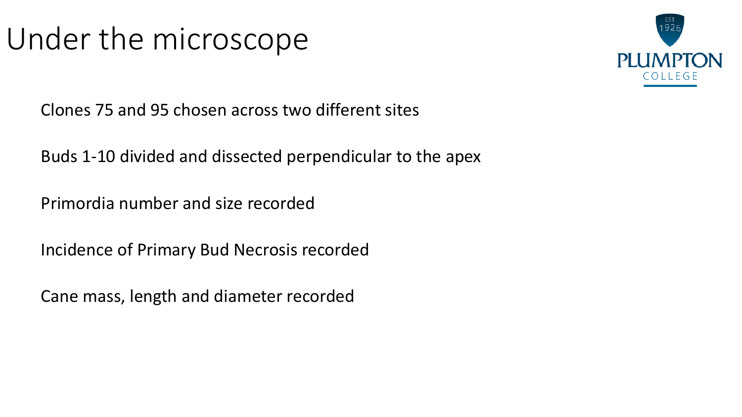# Under the microscope

Clones 75 and 95 chosen across two different sites

Buds 1-10 divided and dissected perpendicular to the apex

Primordia number and size recorded

Incidence of Primary Bud Necrosis recorded

Cane mass, length and diameter recorded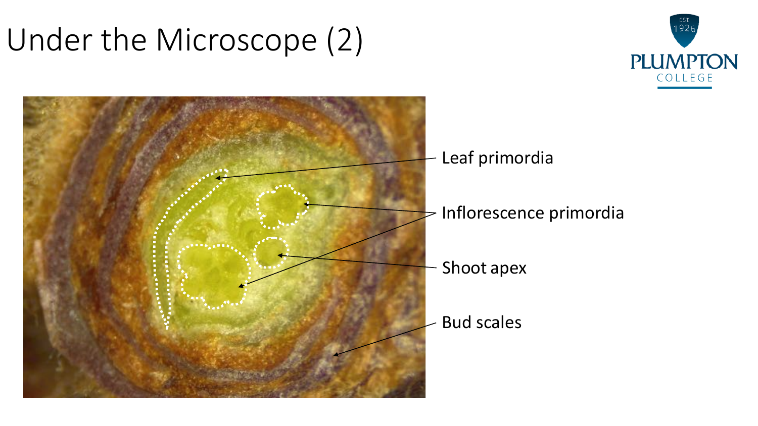# Under the Microscope (2)

- Leaf primordia
- Inflorescence primordia
- Shoot apex
- Bud scales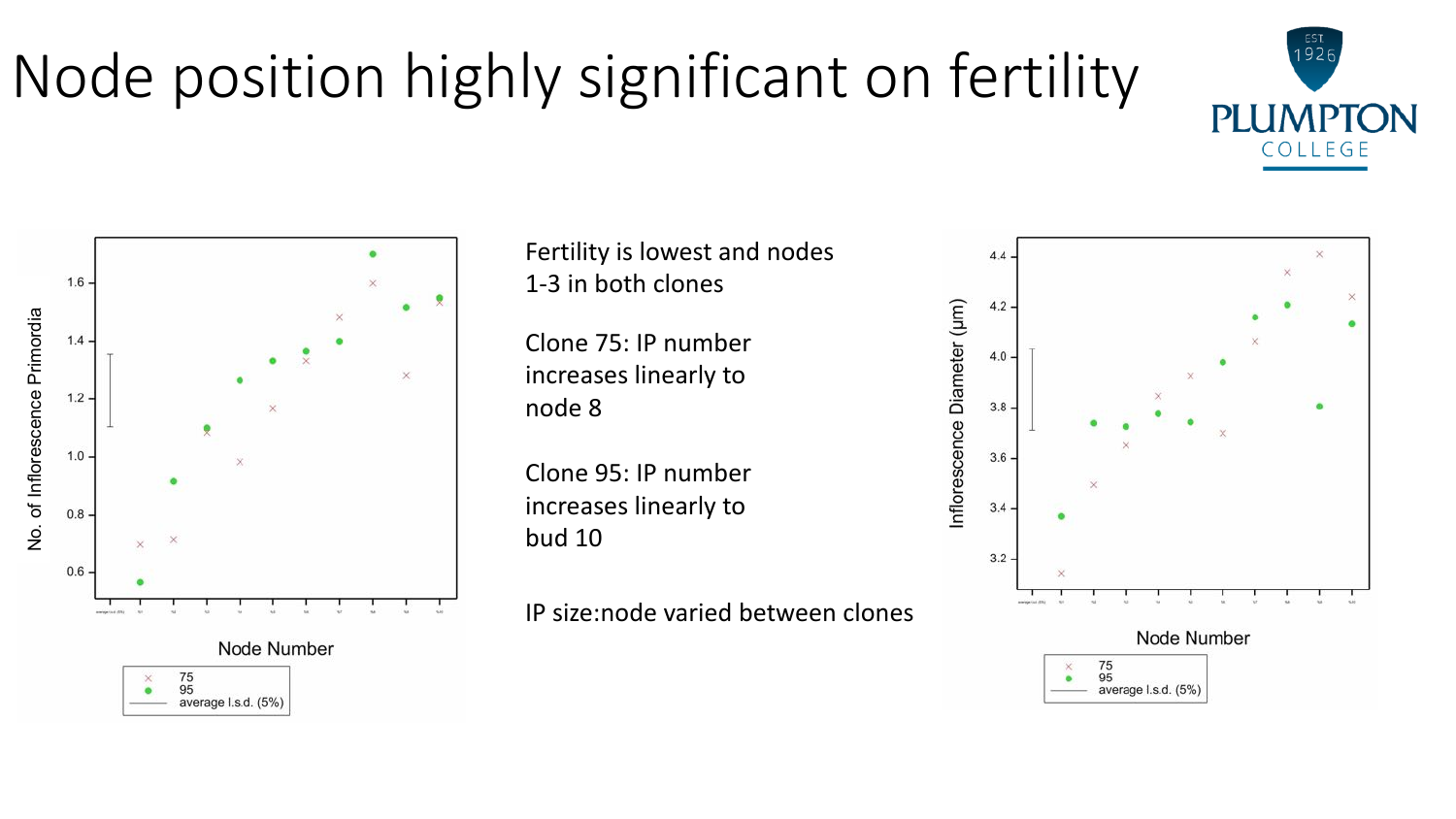# Node position highly significant on fertility

Fertility is lowest and nodes 1-3 in both clones

Clone 75: IP number increases linearly to node 8

Clone 95: IP number increases linearly to bud 10

IP size:node varied between clones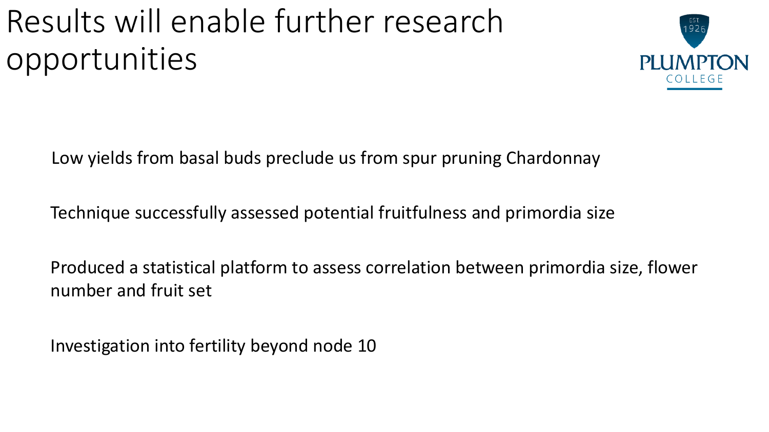# Results will enable further research opportunities

Low yields from basal buds preclude us from spur pruning Chardonnay

Technique successfully assessed potential fruitfulness and primordia size

Produced a statistical platform to assess correlation between primordia size, flower number and fruit set

Investigation into fertility beyond node 10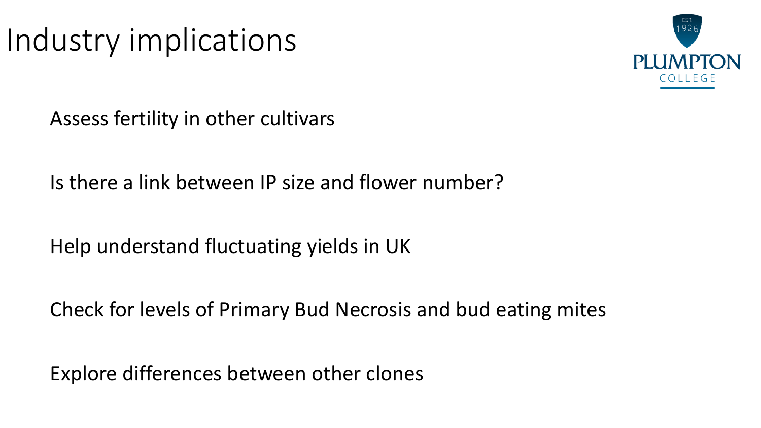# Industry implications

Assess fertility in other cultivars

Is there a link between IP size and flower number?

Help understand fluctuating yields in UK

Check for levels of Primary Bud Necrosis and bud eating mites

Explore differences between other clones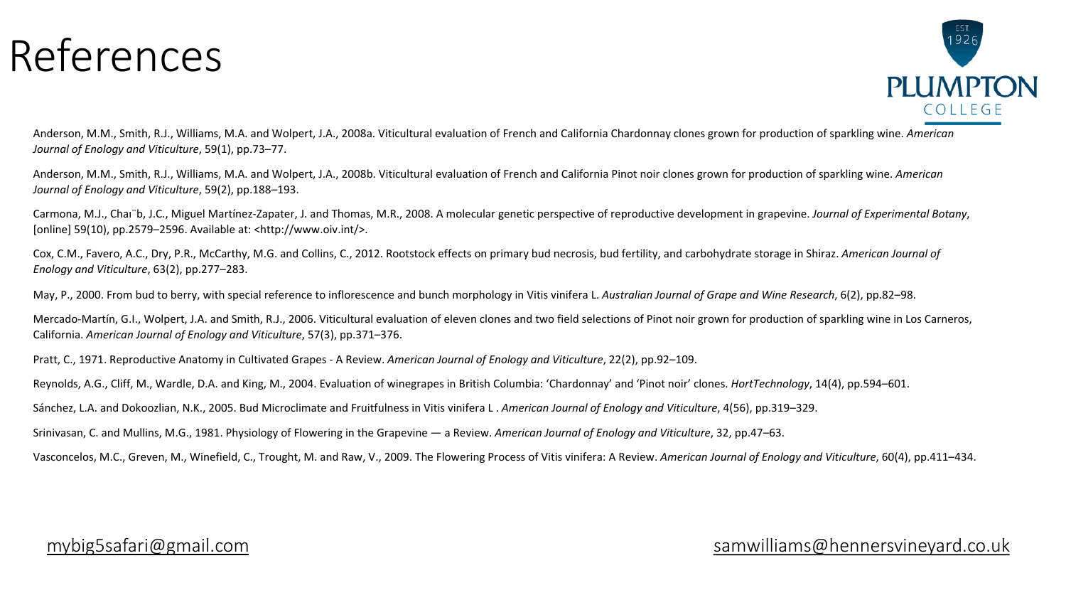# References

Anderson, M.M., Smith, R.J., Williams, M.A. and Wolpert, J.A., 2008a. Viticultural evaluation of French and California Chardonnay clones grown for production of sparkling wine. *American Journal of Enology and Viticulture*, 59(1), pp.73–77.

Anderson, M.M., Smith, R.J., Williams, M.A. and Wolpert, J.A., 2008b. Viticultural evaluation of French and California Pinot noir clones grown for production of sparkling wine. *American Journal of Enology and Viticulture*, 59(2), pp.188–193.

Carmona, M.J., Chaı¨b, J.C., Miguel Martínez-Zapater, J. and Thomas, M.R., 2008. A molecular genetic perspective of reproductive development in grapevine. *Journal of Experimental Botany*, [online] 59(10), pp.2579–2596. Available at: <http://www.oiv.int/>.

Cox, C.M., Favero, A.C., Dry, P.R., McCarthy, M.G. and Collins, C., 2012. Rootstock effects on primary bud necrosis, bud fertility, and carbohydrate storage in Shiraz. *American Journal of Enology and Viticulture*, 63(2), pp.277–283.

May, P., 2000. From bud to berry, with special reference to inflorescence and bunch morphology in Vitis vinifera L. *Australian Journal of Grape and Wine Research*, 6(2), pp.82–98.

Mercado-Martín, G.I., Wolpert, J.A. and Smith, R.J., 2006. Viticultural evaluation of eleven clones and two field selections of Pinot noir grown for production of sparkling wine in Los Carneros, California. *American Journal of Enology and Viticulture*, 57(3), pp.371–376.

Pratt, C., 1971. Reproductive Anatomy in Cultivated Grapes - A Review. *American Journal of Enology and Viticulture*, 22(2), pp.92–109.

Reynolds, A.G., Cliff, M., Wardle, D.A. and King, M., 2004. Evaluation of winegrapes in British Columbia: 'Chardonnay' and 'Pinot noir' clones. *HortTechnology*, 14(4), pp.594–601.

Sánchez, L.A. and Dokoozlian, N.K., 2005. Bud Microclimate and Fruitfulness in Vitis vinifera L . *American Journal of Enology and Viticulture*, 4(56), pp.319–329.

Srinivasan, C. and Mullins, M.G., 1981. Physiology of Flowering in the Grapevine — a Review. *American Journal of Enology and Viticulture*, 32, pp.47–63.

Vasconcelos, M.C., Greven, M., Winefield, C., Trought, M. and Raw, V., 2009. The Flowering Process of Vitis vinifera: A Review. *American Journal of Enology and Viticulture*, 60(4), pp.411–434.

mybig5safari@gmail.com

samwilliams@hennersvineyard.co.uk